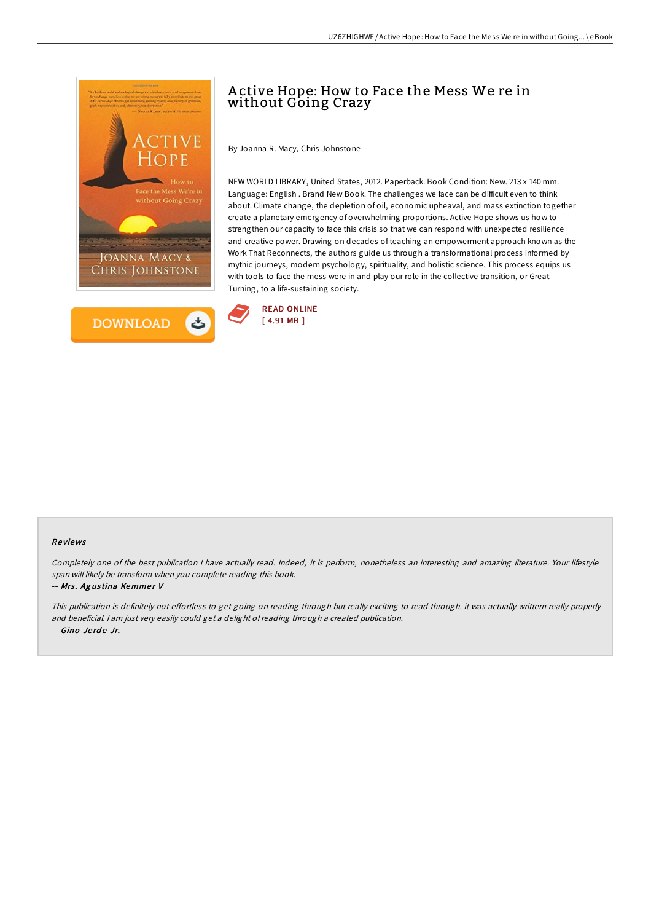# Active Hope: How to Face the Mess We re in without Going Crazy

By Joanna R. Macy, Chris Johnstone

NEW WORLD LIBRARY, United States, 2012. Paperback. Book Condition: New. 213 x 140 mm. Language: English . Brand New Book. The challenges we face can be difficult even to think about. Climate change, the depletion of oil, economic upheaval, and mass extinction together create a planetary emergency of overwhelming proportions. Active Hope shows us how to strengthen our capacity to face this crisis so that we can respond with unexpected resilience and creative power. Drawing on decades of teaching an empowerment approach known as the Work That Reconnects, the authors guide us through a transformational process informed by mythic journeys, modern psychology, spirituality, and holistic science. This process equips us with tools to face the mess were in and play our role in the collective transition, or Great Turning, to a life-sustaining society.

READ ONLINE
[ 4.91 MB ]

DOWNLOAD

## Reviews

*Completely one of the best publication I have actually read. Indeed, it is perform, nonetheless an interesting and amazing literature. Your lifestyle span will likely be transform when you complete reading this book.*

-- *Mrs. Agustina Kemmer V*

*This publication is definitely not effortless to get going on reading through but really exciting to read through. it was actually writtern really properly and beneficial. I am just very easily could get a delight of reading through a created publication.*

-- *Gino Jerde Jr.*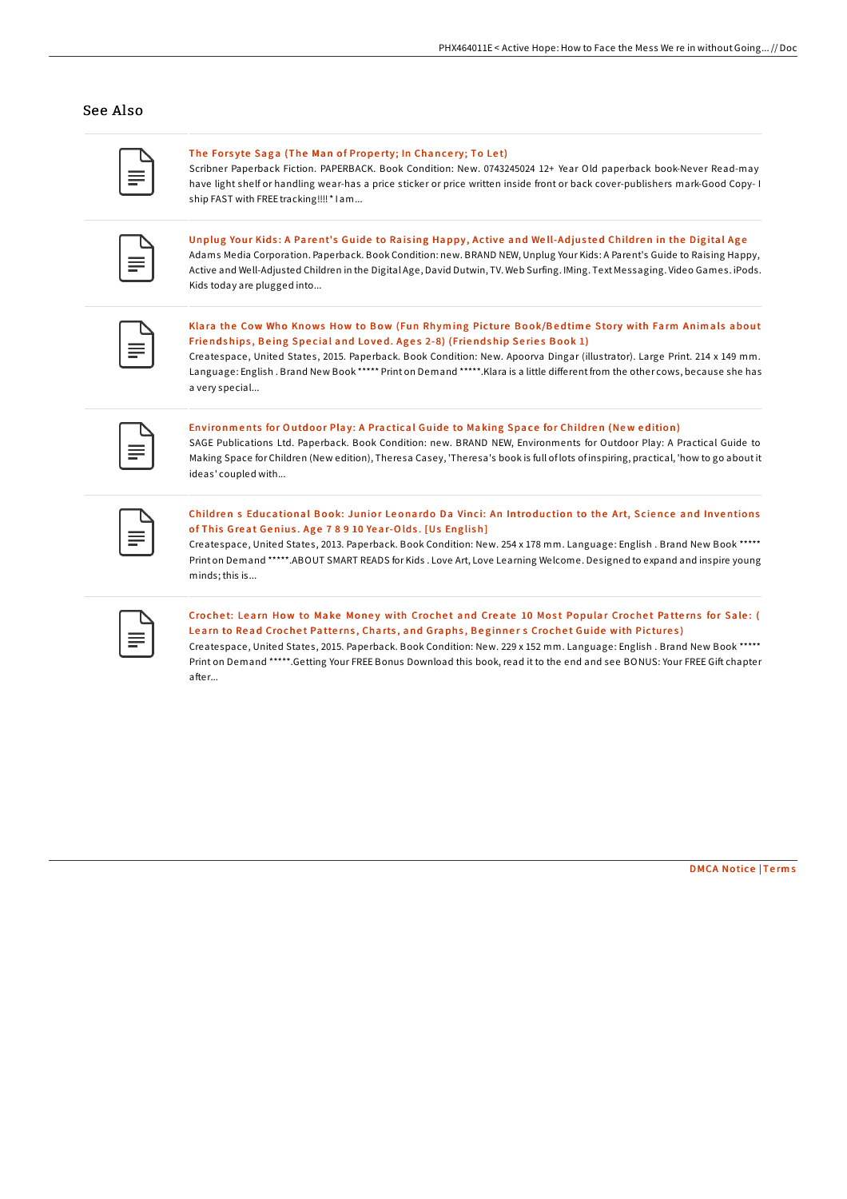## See Also

**The Forsyte Saga (The Man of Property; In Chancery; To Let)**

Scribner Paperback Fiction. PAPERBACK. Book Condition: New. 0743245024 12+ Year Old paperback book-Never Read-may have light shelf or handling wear-has a price sticker or price written inside front or back cover-publishers mark-Good Copy- I ship FAST with FREE tracking!!!! * I am...

**Unplug Your Kids: A Parent's Guide to Raising Happy, Active and Well-Adjusted Children in the Digital Age**

Adams Media Corporation. Paperback. Book Condition: new. BRAND NEW, Unplug Your Kids: A Parent's Guide to Raising Happy, Active and Well-Adjusted Children in the Digital Age, David Dutwin, TV. Web Surfing. IMing. Text Messaging. Video Games. iPods. Kids today are plugged into...

**Klara the Cow Who Knows How to Bow (Fun Rhyming Picture Book/Bedtime Story with Farm Animals about Friendships, Being Special and Loved. Ages 2-8) (Friendship Series Book 1)**

Createspace, United States, 2015. Paperback. Book Condition: New. Apoorva Dingar (illustrator). Large Print. 214 x 149 mm. Language: English . Brand New Book ***** Print on Demand *****.Klara is a little different from the other cows, because she has a very special...

**Environments for Outdoor Play: A Practical Guide to Making Space for Children (New edition)**

SAGE Publications Ltd. Paperback. Book Condition: new. BRAND NEW, Environments for Outdoor Play: A Practical Guide to Making Space for Children (New edition), Theresa Casey, 'Theresa's book is full of lots of inspiring, practical, 'how to go about it ideas' coupled with...

**Children s Educational Book: Junior Leonardo Da Vinci: An Introduction to the Art, Science and Inventions of This Great Genius. Age 7 8 9 10 Year-Olds. [Us English]**

Createspace, United States, 2013. Paperback. Book Condition: New. 254 x 178 mm. Language: English . Brand New Book ***** Print on Demand *****.ABOUT SMART READS for Kids . Love Art, Love Learning Welcome. Designed to expand and inspire young minds; this is...

**Crochet: Learn How to Make Money with Crochet and Create 10 Most Popular Crochet Patterns for Sale: ( Learn to Read Crochet Patterns, Charts, and Graphs, Beginner s Crochet Guide with Pictures)**

Createspace, United States, 2015. Paperback. Book Condition: New. 229 x 152 mm. Language: English . Brand New Book ***** Print on Demand *****.Getting Your FREE Bonus Download this book, read it to the end and see BONUS: Your FREE Gift chapter after...

DMCA Notice | Terms